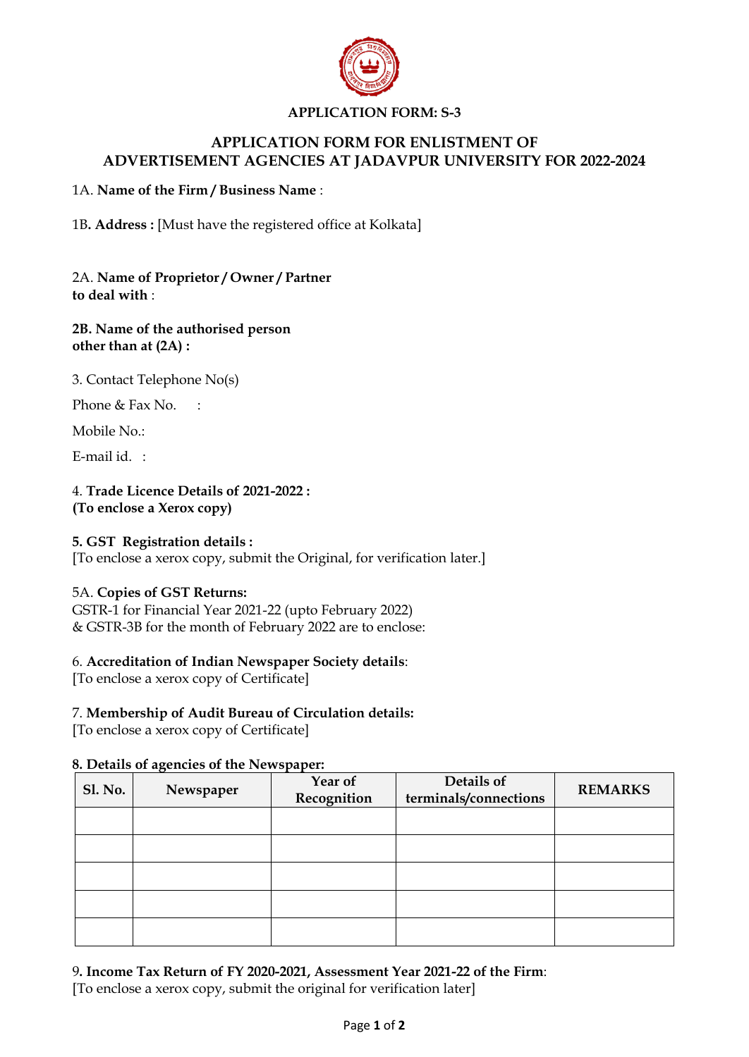**APPLICATION FORM: S-3**

## APPLICATION FORM FOR ENLISTMENT OF ADVERTISEMENT AGENCIES AT JADAVPUR UNIVERSITY FOR 2022-2024

1A. **Name of the Firm / Business Name** :

1B**. Address :** [Must have the registered office at Kolkata]

2A. **Name of Proprietor / Owner / Partner to deal with** :

**2B. Name of the authorised person other than at (2A) :**

3. Contact Telephone No(s)

Phone & Fax No. :

Mobile No.:

E-mail id. :

4. **Trade Licence Details of 2021-2022 :**
**(To enclose a Xerox copy)**

**5. GST Registration details :**
[To enclose a xerox copy, submit the Original, for verification later.]

5A. **Copies of GST Returns:**
GSTR-1 for Financial Year 2021-22 (upto February 2022)
& GSTR-3B for the month of February 2022 are to enclose:

6. **Accreditation of Indian Newspaper Society details**:
[To enclose a xerox copy of Certificate]

7. **Membership of Audit Bureau of Circulation details:**
[To enclose a xerox copy of Certificate]

**8. Details of agencies of the Newspaper:**

| Sl. No. | Newspaper | Year of Recognition | Details of terminals/connections | REMARKS |
|---|---|---|---|---|
| | | | | |
| | | | | |
| | | | | |
| | | | | |
| | | | | |

9**. Income Tax Return of FY 2020-2021, Assessment Year 2021-22 of the Firm**:
[To enclose a xerox copy, submit the original for verification later]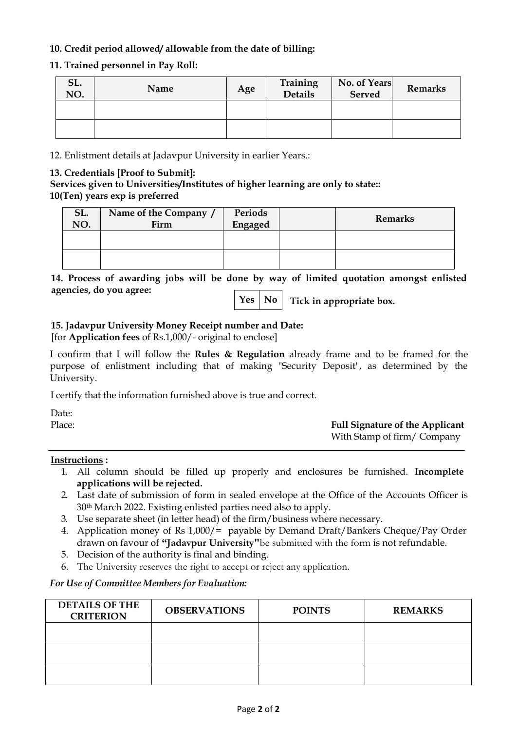**10. Credit period allowed/ allowable from the date of billing:**

**11. Trained personnel in Pay Roll:**

| SL. NO. | Name | Age | Training Details | No. of Years Served | Remarks |
|---|---|---|---|---|---|
| | | | | | |
| | | | | | |

12. Enlistment details at Jadavpur University in earlier Years.:

**13. Credentials [Proof to Submit]:**
**Services given to Universities/Institutes of higher learning are only to state::**
**10(Ten) years exp is preferred**

| SL. NO. | Name of the Company / Firm | Periods Engaged | | Remarks |
|---|---|---|---|---|
| | | | | |
| | | | | |

**14. Process of awarding jobs will be done by way of limited quotation amongst enlisted agencies, do you agree:**

| Yes | No |
|---|---|

**Tick in appropriate box.**

**15. Jadavpur University Money Receipt number and Date:**
[for **Application fees** of Rs.1,000/- original to enclose]

I confirm that I will follow the **Rules & Regulation** already frame and to be framed for the purpose of enlistment including that of making "Security Deposit", as determined by the University.

I certify that the information furnished above is true and correct.

Date:
Place:

**Full Signature of the Applicant**
With Stamp of firm/ Company

**Instructions :**

1. All column should be filled up properly and enclosures be furnished. **Incomplete applications will be rejected.**
2. Last date of submission of form in sealed envelope at the Office of the Accounts Officer is 30th March 2022. Existing enlisted parties need also to apply.
3. Use separate sheet (in letter head) of the firm/business where necessary.
4. Application money of Rs 1,000/= payable by Demand Draft/Bankers Cheque/Pay Order drawn on favour of **"Jadavpur University"** be submitted with the form is not refundable.
5. Decision of the authority is final and binding.
6. The University reserves the right to accept or reject any application.

***For Use of Committee Members for Evaluation:***

| DETAILS OF THE CRITERION | OBSERVATIONS | POINTS | REMARKS |
|---|---|---|---|
| | | | |
| | | | |
| | | | |